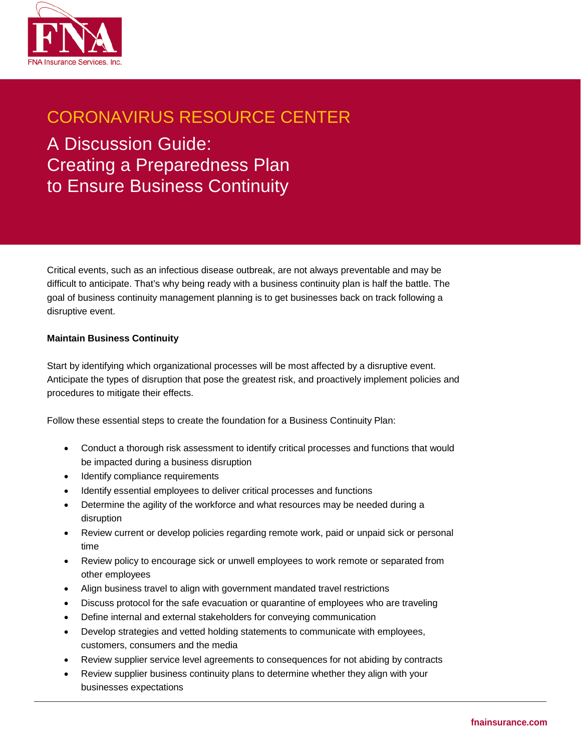FNA Insurance Services, Inc.

# CORONAVIRUS RESOURCE CENTER

## A Discussion Guide: Creating a Preparedness Plan to Ensure Business Continuity

Critical events, such as an infectious disease outbreak, are not always preventable and may be difficult to anticipate. That's why being ready with a business continuity plan is half the battle. The goal of business continuity management planning is to get businesses back on track following a disruptive event.

**Maintain Business Continuity**

Start by identifying which organizational processes will be most affected by a disruptive event. Anticipate the types of disruption that pose the greatest risk, and proactively implement policies and procedures to mitigate their effects.

Follow these essential steps to create the foundation for a Business Continuity Plan:

- Conduct a thorough risk assessment to identify critical processes and functions that would be impacted during a business disruption
- Identify compliance requirements
- Identify essential employees to deliver critical processes and functions
- Determine the agility of the workforce and what resources may be needed during a disruption
- Review current or develop policies regarding remote work, paid or unpaid sick or personal time
- Review policy to encourage sick or unwell employees to work remote or separated from other employees
- Align business travel to align with government mandated travel restrictions
- Discuss protocol for the safe evacuation or quarantine of employees who are traveling
- Define internal and external stakeholders for conveying communication
- Develop strategies and vetted holding statements to communicate with employees, customers, consumers and the media
- Review supplier service level agreements to consequences for not abiding by contracts
- Review supplier business continuity plans to determine whether they align with your businesses expectations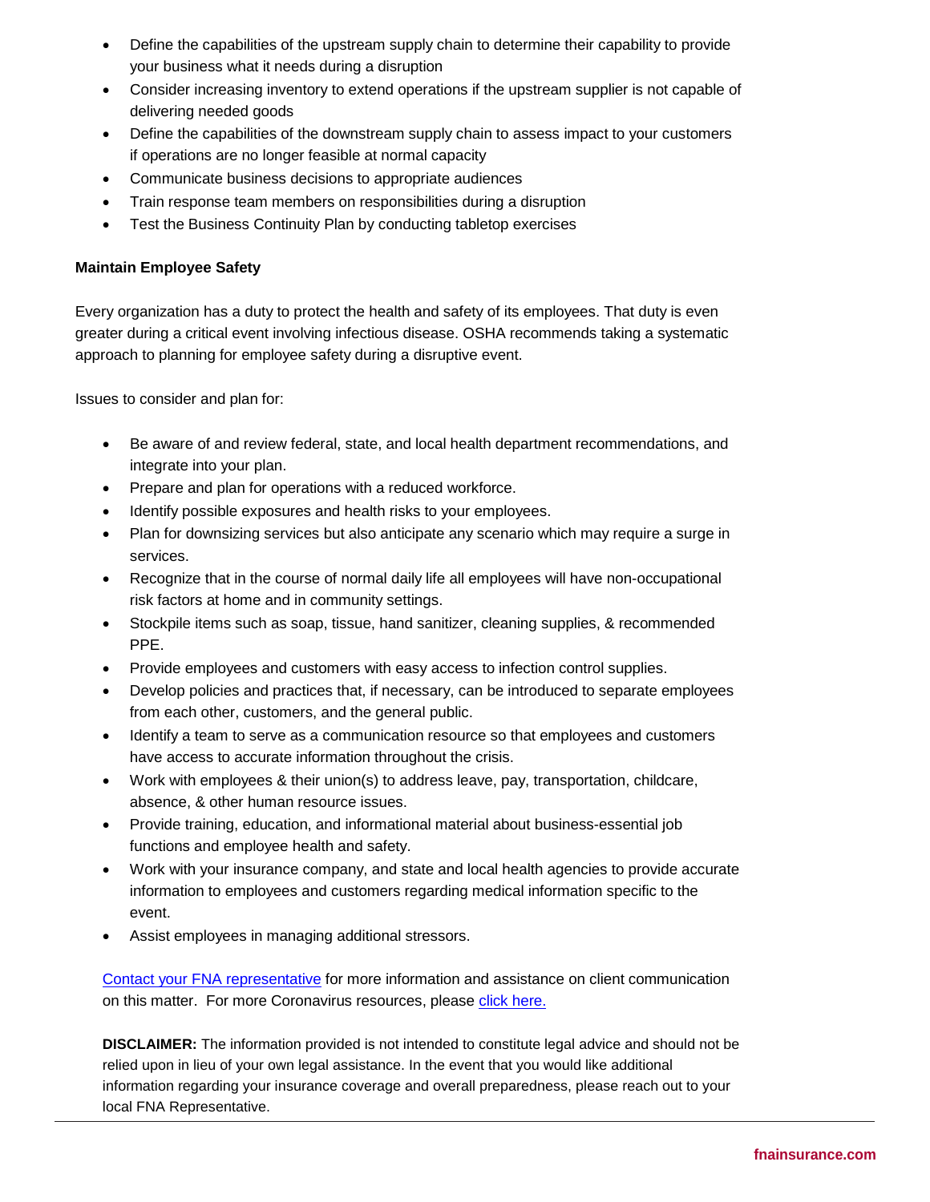- Define the capabilities of the upstream supply chain to determine their capability to provide your business what it needs during a disruption
- Consider increasing inventory to extend operations if the upstream supplier is not capable of delivering needed goods
- Define the capabilities of the downstream supply chain to assess impact to your customers if operations are no longer feasible at normal capacity
- Communicate business decisions to appropriate audiences
- Train response team members on responsibilities during a disruption
- Test the Business Continuity Plan by conducting tabletop exercises

**Maintain Employee Safety**

Every organization has a duty to protect the health and safety of its employees. That duty is even greater during a critical event involving infectious disease. OSHA recommends taking a systematic approach to planning for employee safety during a disruptive event.

Issues to consider and plan for:

- Be aware of and review federal, state, and local health department recommendations, and integrate into your plan.
- Prepare and plan for operations with a reduced workforce.
- Identify possible exposures and health risks to your employees.
- Plan for downsizing services but also anticipate any scenario which may require a surge in services.
- Recognize that in the course of normal daily life all employees will have non-occupational risk factors at home and in community settings.
- Stockpile items such as soap, tissue, hand sanitizer, cleaning supplies, & recommended PPE.
- Provide employees and customers with easy access to infection control supplies.
- Develop policies and practices that, if necessary, can be introduced to separate employees from each other, customers, and the general public.
- Identify a team to serve as a communication resource so that employees and customers have access to accurate information throughout the crisis.
- Work with employees & their union(s) to address leave, pay, transportation, childcare, absence, & other human resource issues.
- Provide training, education, and informational material about business-essential job functions and employee health and safety.
- Work with your insurance company, and state and local health agencies to provide accurate information to employees and customers regarding medical information specific to the event.
- Assist employees in managing additional stressors.

Contact your FNA representative for more information and assistance on client communication on this matter. For more Coronavirus resources, please click here.

**DISCLAIMER:** The information provided is not intended to constitute legal advice and should not be relied upon in lieu of your own legal assistance. In the event that you would like additional information regarding your insurance coverage and overall preparedness, please reach out to your local FNA Representative.